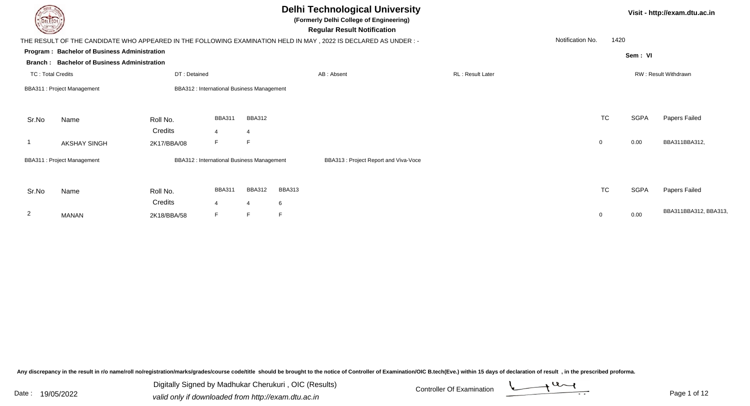# Delhi Technological University

**(Formerly Delhi College of Engineering)**

**Regular Result Notification**

Visit - http://exam.dtu.ac.in

THE RESULT OF THE CANDIDATE WHO APPEARED IN THE FOLLOWING EXAMINATION HELD IN MAY , 2022 IS DECLARED AS UNDER : -

Notification No. 1420

**Program : Bachelor of Business Administration**

**Branch : Bachelor of Business Administration**

**Sem : VI**

TC : Total Credits | DT : Detained | AB : Absent | RL : Result Later | RW : Result Withdrawn

BBA311 : Project Management | BBA312 : International Business Management

| Sr.No | Name | Roll No. | BBA311 | BBA312 | TC | SGPA | Papers Failed |
|---|---|---|---|---|---|---|---|
| | | Credits | 4 | 4 | | | |
| 1 | AKSHAY SINGH | 2K17/BBA/08 | F | F | 0 | 0.00 | BBA311BBA312, |

BBA311 : Project Management | BBA312 : International Business Management | BBA313 : Project Report and Viva-Voce

| Sr.No | Name | Roll No. | BBA311 | BBA312 | BBA313 | TC | SGPA | Papers Failed |
|---|---|---|---|---|---|---|---|---|
| | | Credits | 4 | 4 | 6 | | | |
| 2 | MANAN | 2K18/BBA/58 | F | F | F | 0 | 0.00 | BBA311BBA312, BBA313, |

Any discrepancy in the result in r/o name/roll no/registration/marks/grades/course code/title should be brought to the notice of Controller of Examination/OIC B.tech(Eve.) within 15 days of declaration of result , in the prescribed proforma.

Date : 19/05/2022

Digitally Signed by Madhukar Cherukuri , OIC (Results)

valid only if downloaded from http://exam.dtu.ac.in

Controller Of Examination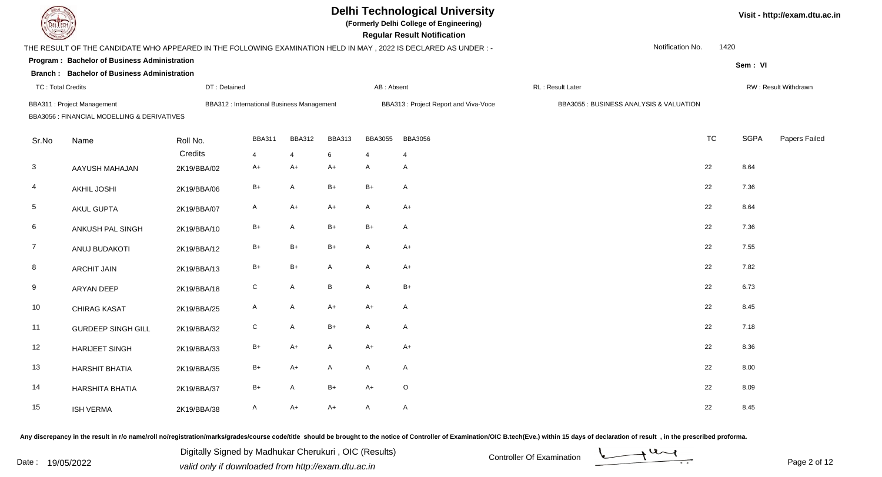# Delhi Technological University

**(Formerly Delhi College of Engineering)**

**Regular Result Notification**

Visit - http://exam.dtu.ac.in

THE RESULT OF THE CANDIDATE WHO APPEARED IN THE FOLLOWING EXAMINATION HELD IN MAY , 2022 IS DECLARED AS UNDER : -

Notification No. 1420

**Program : Bachelor of Business Administration**

**Branch : Bachelor of Business Administration**

Sem : VI

TC : Total Credits | DT : Detained | AB : Absent | RL : Result Later | RW : Result Withdrawn

BBA311 : Project Management | BBA312 : International Business Management | BBA313 : Project Report and Viva-Voce | BBA3055 : BUSINESS ANALYSIS & VALUATION

BBA3056 : FINANCIAL MODELLING & DERIVATIVES

| Sr.No | Name | Roll No. | BBA311 | BBA312 | BBA313 | BBA3055 | BBA3056 | TC | SGPA | Papers Failed |
|---|---|---|---|---|---|---|---|---|---|---|
| | | Credits | 4 | 4 | 6 | 4 | 4 | | | |
| 3 | AAYUSH MAHAJAN | 2K19/BBA/02 | A+ | A+ | A+ | A | A | 22 | 8.64 | |
| 4 | AKHIL JOSHI | 2K19/BBA/06 | B+ | A | B+ | B+ | A | 22 | 7.36 | |
| 5 | AKUL GUPTA | 2K19/BBA/07 | A | A+ | A+ | A | A+ | 22 | 8.64 | |
| 6 | ANKUSH PAL SINGH | 2K19/BBA/10 | B+ | A | B+ | B+ | A | 22 | 7.36 | |
| 7 | ANUJ BUDAKOTI | 2K19/BBA/12 | B+ | B+ | B+ | A | A+ | 22 | 7.55 | |
| 8 | ARCHIT JAIN | 2K19/BBA/13 | B+ | B+ | A | A | A+ | 22 | 7.82 | |
| 9 | ARYAN DEEP | 2K19/BBA/18 | C | A | B | A | B+ | 22 | 6.73 | |
| 10 | CHIRAG KASAT | 2K19/BBA/25 | A | A | A+ | A+ | A | 22 | 8.45 | |
| 11 | GURDEEP SINGH GILL | 2K19/BBA/32 | C | A | B+ | A | A | 22 | 7.18 | |
| 12 | HARIJEET SINGH | 2K19/BBA/33 | B+ | A+ | A | A+ | A+ | 22 | 8.36 | |
| 13 | HARSHIT BHATIA | 2K19/BBA/35 | B+ | A+ | A | A | A | 22 | 8.00 | |
| 14 | HARSHITA BHATIA | 2K19/BBA/37 | B+ | A | B+ | A+ | O | 22 | 8.09 | |
| 15 | ISH VERMA | 2K19/BBA/38 | A | A+ | A+ | A | A | 22 | 8.45 | |

Any discrepancy in the result in r/o name/roll no/registration/marks/grades/course code/title should be brought to the notice of Controller of Examination/OIC B.tech(Eve.) within 15 days of declaration of result , in the prescribed proforma.

Date : 19/05/2022

Digitally Signed by Madhukar Cherukuri , OIC (Results)
valid only if downloaded from http://exam.dtu.ac.in

Controller Of Examination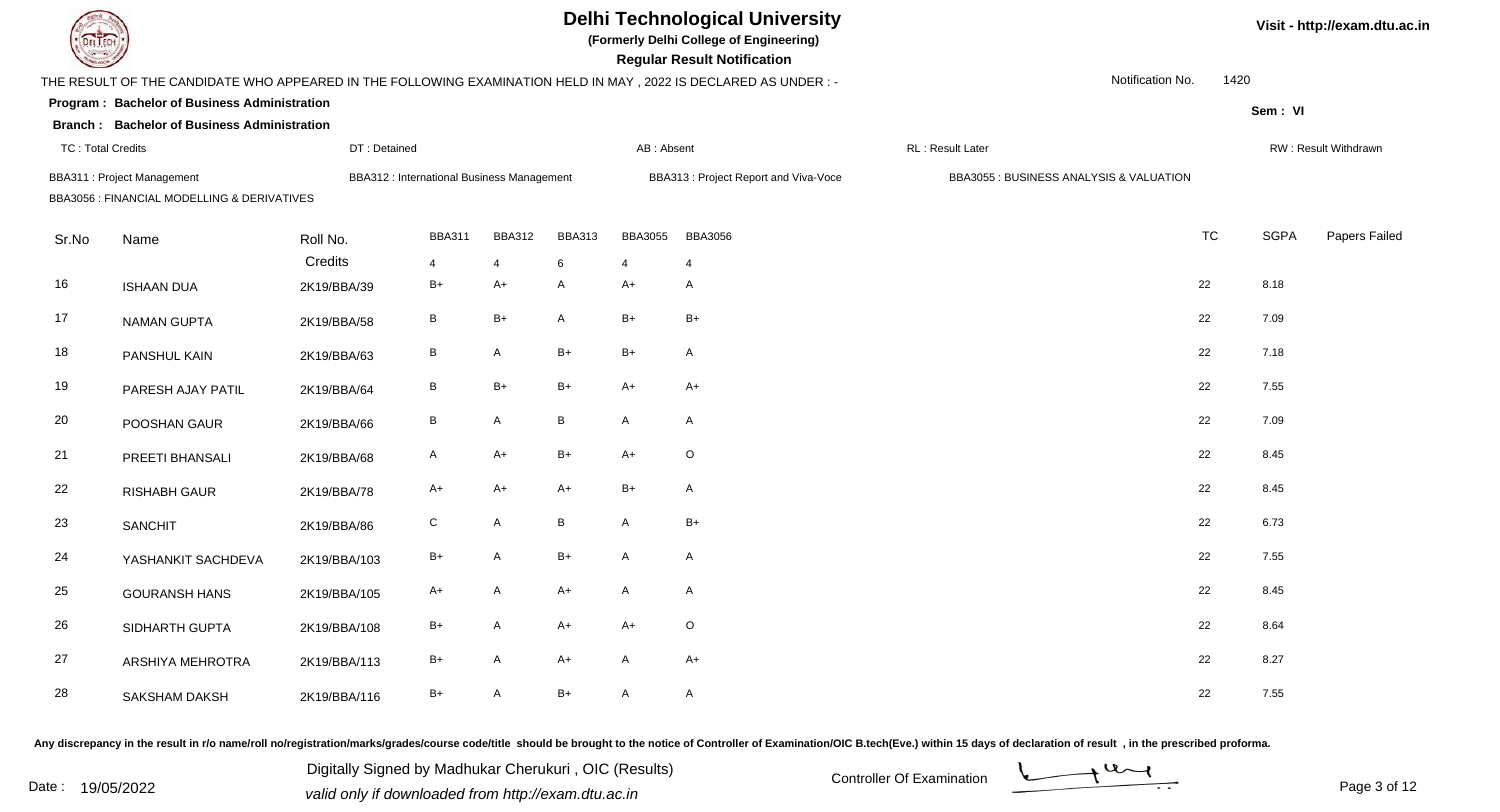# Delhi Technological University

**(Formerly Delhi College of Engineering)**

**Regular Result Notification**

Visit - http://exam.dtu.ac.in

THE RESULT OF THE CANDIDATE WHO APPEARED IN THE FOLLOWING EXAMINATION HELD IN MAY , 2022 IS DECLARED AS UNDER : -

Notification No. 1420

**Program : Bachelor of Business Administration**

**Branch : Bachelor of Business Administration**

Sem : VI

TC : Total Credits | DT : Detained | AB : Absent | RL : Result Later | RW : Result Withdrawn

BBA311 : Project Management | BBA312 : International Business Management | BBA313 : Project Report and Viva-Voce | BBA3055 : BUSINESS ANALYSIS & VALUATION | BBA3056 : FINANCIAL MODELLING & DERIVATIVES

| Sr.No | Name | Roll No. | BBA311 | BBA312 | BBA313 | BBA3055 | BBA3056 | TC | SGPA | Papers Failed |
|---|---|---|---|---|---|---|---|---|---|---|
| | | Credits | 4 | 4 | 6 | 4 | 4 | | | |
| 16 | ISHAAN DUA | 2K19/BBA/39 | B+ | A+ | A | A+ | A | 22 | 8.18 | |
| 17 | NAMAN GUPTA | 2K19/BBA/58 | B | B+ | A | B+ | B+ | 22 | 7.09 | |
| 18 | PANSHUL KAIN | 2K19/BBA/63 | B | A | B+ | B+ | A | 22 | 7.18 | |
| 19 | PARESH AJAY PATIL | 2K19/BBA/64 | B | B+ | B+ | A+ | A+ | 22 | 7.55 | |
| 20 | POOSHAN GAUR | 2K19/BBA/66 | B | A | B | A | A | 22 | 7.09 | |
| 21 | PREETI BHANSALI | 2K19/BBA/68 | A | A+ | B+ | A+ | O | 22 | 8.45 | |
| 22 | RISHABH GAUR | 2K19/BBA/78 | A+ | A+ | A+ | B+ | A | 22 | 8.45 | |
| 23 | SANCHIT | 2K19/BBA/86 | C | A | B | A | B+ | 22 | 6.73 | |
| 24 | YASHANKIT SACHDEVA | 2K19/BBA/103 | B+ | A | B+ | A | A | 22 | 7.55 | |
| 25 | GOURANSH HANS | 2K19/BBA/105 | A+ | A | A+ | A | A | 22 | 8.45 | |
| 26 | SIDHARTH GUPTA | 2K19/BBA/108 | B+ | A | A+ | A+ | O | 22 | 8.64 | |
| 27 | ARSHIYA MEHROTRA | 2K19/BBA/113 | B+ | A | A+ | A | A+ | 22 | 8.27 | |
| 28 | SAKSHAM DAKSH | 2K19/BBA/116 | B+ | A | B+ | A | A | 22 | 7.55 | |

Any discrepancy in the result in r/o name/roll no/registration/marks/grades/course code/title should be brought to the notice of Controller of Examination/OIC B.tech(Eve.) within 15 days of declaration of result , in the prescribed proforma.

Date : 19/05/2022

Digitally Signed by Madhukar Cherukuri , OIC (Results)
valid only if downloaded from http://exam.dtu.ac.in

Controller Of Examination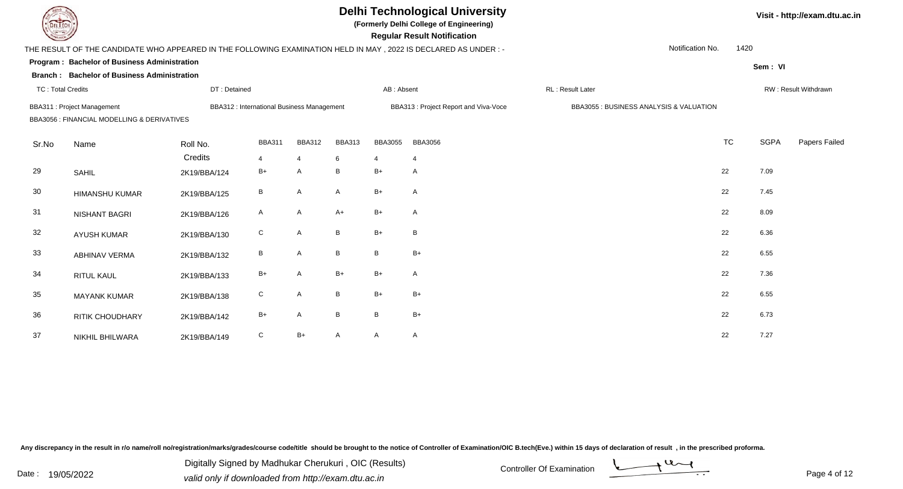# Delhi Technological University

**(Formerly Delhi College of Engineering)**

**Regular Result Notification**

Visit - http://exam.dtu.ac.in

THE RESULT OF THE CANDIDATE WHO APPEARED IN THE FOLLOWING EXAMINATION HELD IN MAY , 2022 IS DECLARED AS UNDER : -

Notification No. 1420

**Program : Bachelor of Business Administration**

**Branch : Bachelor of Business Administration**

Sem : VI

TC : Total Credits | DT : Detained | AB : Absent | RL : Result Later | RW : Result Withdrawn

BBA311 : Project Management | BBA312 : International Business Management | BBA313 : Project Report and Viva-Voce | BBA3055 : BUSINESS ANALYSIS & VALUATION | BBA3056 : FINANCIAL MODELLING & DERIVATIVES

| Sr.No | Name | Roll No. | BBA311 | BBA312 | BBA313 | BBA3055 | BBA3056 | TC | SGPA | Papers Failed |
|---|---|---|---|---|---|---|---|---|---|---|
| | | Credits | 4 | 4 | 6 | 4 | 4 | | | |
| 29 | SAHIL | 2K19/BBA/124 | B+ | A | B | B+ | A | 22 | 7.09 | |
| 30 | HIMANSHU KUMAR | 2K19/BBA/125 | B | A | A | B+ | A | 22 | 7.45 | |
| 31 | NISHANT BAGRI | 2K19/BBA/126 | A | A | A+ | B+ | A | 22 | 8.09 | |
| 32 | AYUSH KUMAR | 2K19/BBA/130 | C | A | B | B+ | B | 22 | 6.36 | |
| 33 | ABHINAV VERMA | 2K19/BBA/132 | B | A | B | B | B+ | 22 | 6.55 | |
| 34 | RITUL KAUL | 2K19/BBA/133 | B+ | A | B+ | B+ | A | 22 | 7.36 | |
| 35 | MAYANK KUMAR | 2K19/BBA/138 | C | A | B | B+ | B+ | 22 | 6.55 | |
| 36 | RITIK CHOUDHARY | 2K19/BBA/142 | B+ | A | B | B | B+ | 22 | 6.73 | |
| 37 | NIKHIL BHILWARA | 2K19/BBA/149 | C | B+ | A | A | A | 22 | 7.27 | |

Any discrepancy in the result in r/o name/roll no/registration/marks/grades/course code/title should be brought to the notice of Controller of Examination/OIC B.tech(Eve.) within 15 days of declaration of result , in the prescribed proforma.

Date : 19/05/2022

Digitally Signed by Madhukar Cherukuri , OIC (Results)

valid only if downloaded from http://exam.dtu.ac.in

Controller Of Examination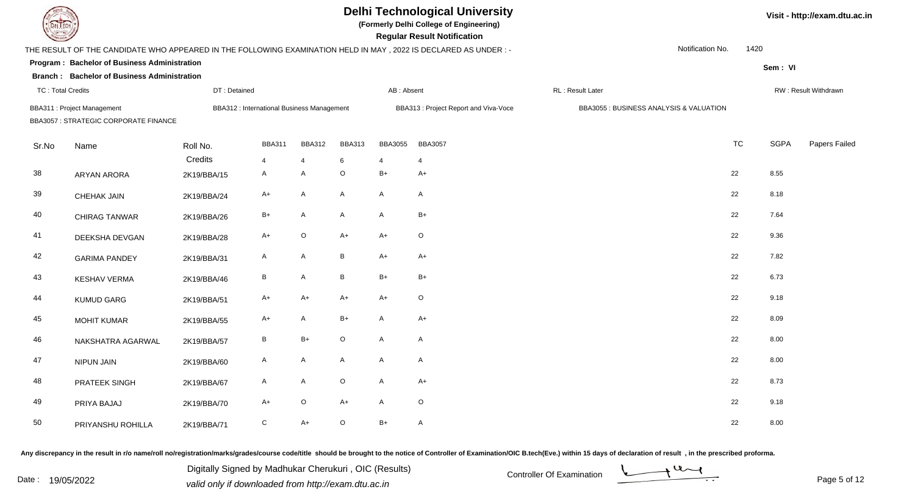# Delhi Technological University

**(Formerly Delhi College of Engineering)**

**Regular Result Notification**

Visit - http://exam.dtu.ac.in

THE RESULT OF THE CANDIDATE WHO APPEARED IN THE FOLLOWING EXAMINATION HELD IN MAY , 2022 IS DECLARED AS UNDER : -

Notification No. 1420

**Program : Bachelor of Business Administration**

**Branch : Bachelor of Business Administration**

Sem : VI

TC : Total Credits | DT : Detained | AB : Absent | RL : Result Later | RW : Result Withdrawn

BBA311 : Project Management | BBA312 : International Business Management | BBA313 : Project Report and Viva-Voce | BBA3055 : BUSINESS ANALYSIS & VALUATION

BBA3057 : STRATEGIC CORPORATE FINANCE

| Sr.No | Name | Roll No. | BBA311 | BBA312 | BBA313 | BBA3055 | BBA3057 | TC | SGPA | Papers Failed |
|---|---|---|---|---|---|---|---|---|---|---|
| | | Credits | 4 | 4 | 6 | 4 | 4 | | | |
| 38 | ARYAN ARORA | 2K19/BBA/15 | A | A | O | B+ | A+ | 22 | 8.55 | |
| 39 | CHEHAK JAIN | 2K19/BBA/24 | A+ | A | A | A | A | 22 | 8.18 | |
| 40 | CHIRAG TANWAR | 2K19/BBA/26 | B+ | A | A | A | B+ | 22 | 7.64 | |
| 41 | DEEKSHA DEVGAN | 2K19/BBA/28 | A+ | O | A+ | A+ | O | 22 | 9.36 | |
| 42 | GARIMA PANDEY | 2K19/BBA/31 | A | A | B | A+ | A+ | 22 | 7.82 | |
| 43 | KESHAV VERMA | 2K19/BBA/46 | B | A | B | B+ | B+ | 22 | 6.73 | |
| 44 | KUMUD GARG | 2K19/BBA/51 | A+ | A+ | A+ | A+ | O | 22 | 9.18 | |
| 45 | MOHIT KUMAR | 2K19/BBA/55 | A+ | A | B+ | A | A+ | 22 | 8.09 | |
| 46 | NAKSHATRA AGARWAL | 2K19/BBA/57 | B | B+ | O | A | A | 22 | 8.00 | |
| 47 | NIPUN JAIN | 2K19/BBA/60 | A | A | A | A | A | 22 | 8.00 | |
| 48 | PRATEEK SINGH | 2K19/BBA/67 | A | A | O | A | A+ | 22 | 8.73 | |
| 49 | PRIYA BAJAJ | 2K19/BBA/70 | A+ | O | A+ | A | O | 22 | 9.18 | |
| 50 | PRIYANSHU ROHILLA | 2K19/BBA/71 | C | A+ | O | B+ | A | 22 | 8.00 | |

Any discrepancy in the result in r/o name/roll no/registration/marks/grades/course code/title should be brought to the notice of Controller of Examination/OIC B.tech(Eve.) within 15 days of declaration of result , in the prescribed proforma.

Date : 19/05/2022

Digitally Signed by Madhukar Cherukuri , OIC (Results)
valid only if downloaded from http://exam.dtu.ac.in

Controller Of Examination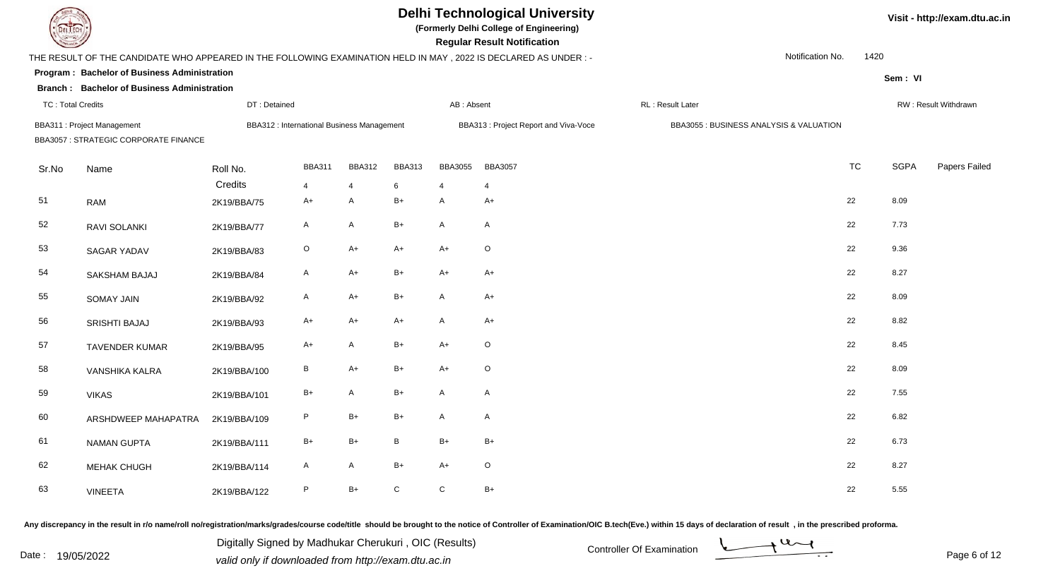# Delhi Technological University

**(Formerly Delhi College of Engineering)**

**Regular Result Notification**

Visit - http://exam.dtu.ac.in

THE RESULT OF THE CANDIDATE WHO APPEARED IN THE FOLLOWING EXAMINATION HELD IN MAY , 2022 IS DECLARED AS UNDER : -

Notification No. 1420

**Program : Bachelor of Business Administration**

**Branch : Bachelor of Business Administration**

Sem : VI

TC : Total Credits | DT : Detained | AB : Absent | RL : Result Later | RW : Result Withdrawn

BBA311 : Project Management | BBA312 : International Business Management | BBA313 : Project Report and Viva-Voce | BBA3055 : BUSINESS ANALYSIS & VALUATION | BBA3057 : STRATEGIC CORPORATE FINANCE

| Sr.No | Name | Roll No. | BBA311 | BBA312 | BBA313 | BBA3055 | BBA3057 | TC | SGPA | Papers Failed |
|---|---|---|---|---|---|---|---|---|---|---|
| | | Credits | 4 | 4 | 6 | 4 | 4 | | | |
| 51 | RAM | 2K19/BBA/75 | A+ | A | B+ | A | A+ | 22 | 8.09 | |
| 52 | RAVI SOLANKI | 2K19/BBA/77 | A | A | B+ | A | A | 22 | 7.73 | |
| 53 | SAGAR YADAV | 2K19/BBA/83 | O | A+ | A+ | A+ | O | 22 | 9.36 | |
| 54 | SAKSHAM BAJAJ | 2K19/BBA/84 | A | A+ | B+ | A+ | A+ | 22 | 8.27 | |
| 55 | SOMAY JAIN | 2K19/BBA/92 | A | A+ | B+ | A | A+ | 22 | 8.09 | |
| 56 | SRISHTI BAJAJ | 2K19/BBA/93 | A+ | A+ | A+ | A | A+ | 22 | 8.82 | |
| 57 | TAVENDER KUMAR | 2K19/BBA/95 | A+ | A | B+ | A+ | O | 22 | 8.45 | |
| 58 | VANSHIKA KALRA | 2K19/BBA/100 | B | A+ | B+ | A+ | O | 22 | 8.09 | |
| 59 | VIKAS | 2K19/BBA/101 | B+ | A | B+ | A | A | 22 | 7.55 | |
| 60 | ARSHDWEEP MAHAPATRA | 2K19/BBA/109 | P | B+ | B+ | A | A | 22 | 6.82 | |
| 61 | NAMAN GUPTA | 2K19/BBA/111 | B+ | B+ | B | B+ | B+ | 22 | 6.73 | |
| 62 | MEHAK CHUGH | 2K19/BBA/114 | A | A | B+ | A+ | O | 22 | 8.27 | |
| 63 | VINEETA | 2K19/BBA/122 | P | B+ | C | C | B+ | 22 | 5.55 | |

Any discrepancy in the result in r/o name/roll no/registration/marks/grades/course code/title should be brought to the notice of Controller of Examination/OIC B.tech(Eve.) within 15 days of declaration of result , in the prescribed proforma.

Date : 19/05/2022

Digitally Signed by Madhukar Cherukuri , OIC (Results)
valid only if downloaded from http://exam.dtu.ac.in

Controller Of Examination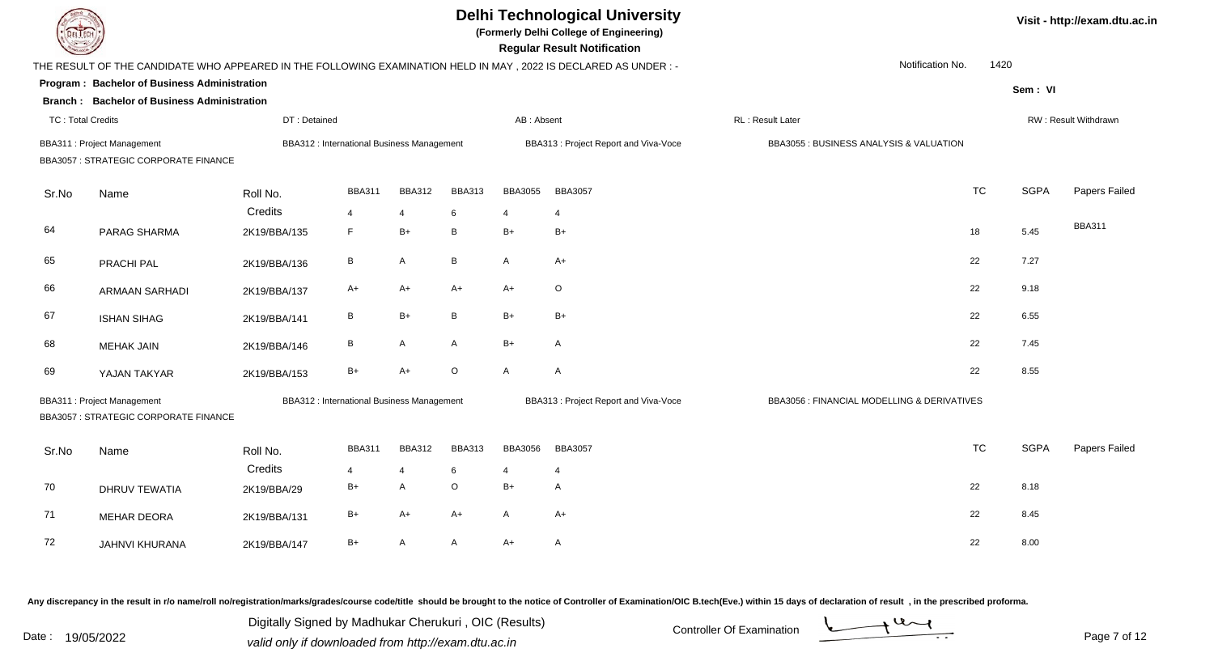# Delhi Technological University

**(Formerly Delhi College of Engineering)**

**Regular Result Notification**

Visit - http://exam.dtu.ac.in

THE RESULT OF THE CANDIDATE WHO APPEARED IN THE FOLLOWING EXAMINATION HELD IN MAY , 2022 IS DECLARED AS UNDER : -

Notification No. 1420

**Program : Bachelor of Business Administration**

**Branch : Bachelor of Business Administration**

Sem : VI

TC : Total Credits | DT : Detained | AB : Absent | RL : Result Later | RW : Result Withdrawn

BBA311 : Project Management | BBA312 : International Business Management | BBA313 : Project Report and Viva-Voce | BBA3055 : BUSINESS ANALYSIS & VALUATION | BBA3057 : STRATEGIC CORPORATE FINANCE

| Sr.No | Name | Roll No. | BBA311 | BBA312 | BBA313 | BBA3055 | BBA3057 | TC | SGPA | Papers Failed |
|---|---|---|---|---|---|---|---|---|---|---|
| | | Credits | 4 | 4 | 6 | 4 | 4 | | | |
| 64 | PARAG SHARMA | 2K19/BBA/135 | F | B+ | B | B+ | B+ | 18 | 5.45 | BBA311 |
| 65 | PRACHI PAL | 2K19/BBA/136 | B | A | B | A | A+ | 22 | 7.27 | |
| 66 | ARMAAN SARHADI | 2K19/BBA/137 | A+ | A+ | A+ | A+ | O | 22 | 9.18 | |
| 67 | ISHAN SIHAG | 2K19/BBA/141 | B | B+ | B | B+ | B+ | 22 | 6.55 | |
| 68 | MEHAK JAIN | 2K19/BBA/146 | B | A | A | B+ | A | 22 | 7.45 | |
| 69 | YAJAN TAKYAR | 2K19/BBA/153 | B+ | A+ | O | A | A | 22 | 8.55 | |

BBA311 : Project Management | BBA312 : International Business Management | BBA313 : Project Report and Viva-Voce | BBA3056 : FINANCIAL MODELLING & DERIVATIVES | BBA3057 : STRATEGIC CORPORATE FINANCE

| Sr.No | Name | Roll No. | BBA311 | BBA312 | BBA313 | BBA3056 | BBA3057 | TC | SGPA | Papers Failed |
|---|---|---|---|---|---|---|---|---|---|---|
| | | Credits | 4 | 4 | 6 | 4 | 4 | | | |
| 70 | DHRUV TEWATIA | 2K19/BBA/29 | B+ | A | O | B+ | A | 22 | 8.18 | |
| 71 | MEHAR DEORA | 2K19/BBA/131 | B+ | A+ | A+ | A | A+ | 22 | 8.45 | |
| 72 | JAHNVI KHURANA | 2K19/BBA/147 | B+ | A | A | A+ | A | 22 | 8.00 | |

Any discrepancy in the result in r/o name/roll no/registration/marks/grades/course code/title should be brought to the notice of Controller of Examination/OIC B.tech(Eve.) within 15 days of declaration of result , in the prescribed proforma.

Date : 19/05/2022

Digitally Signed by Madhukar Cherukuri , OIC (Results)
valid only if downloaded from http://exam.dtu.ac.in

Controller Of Examination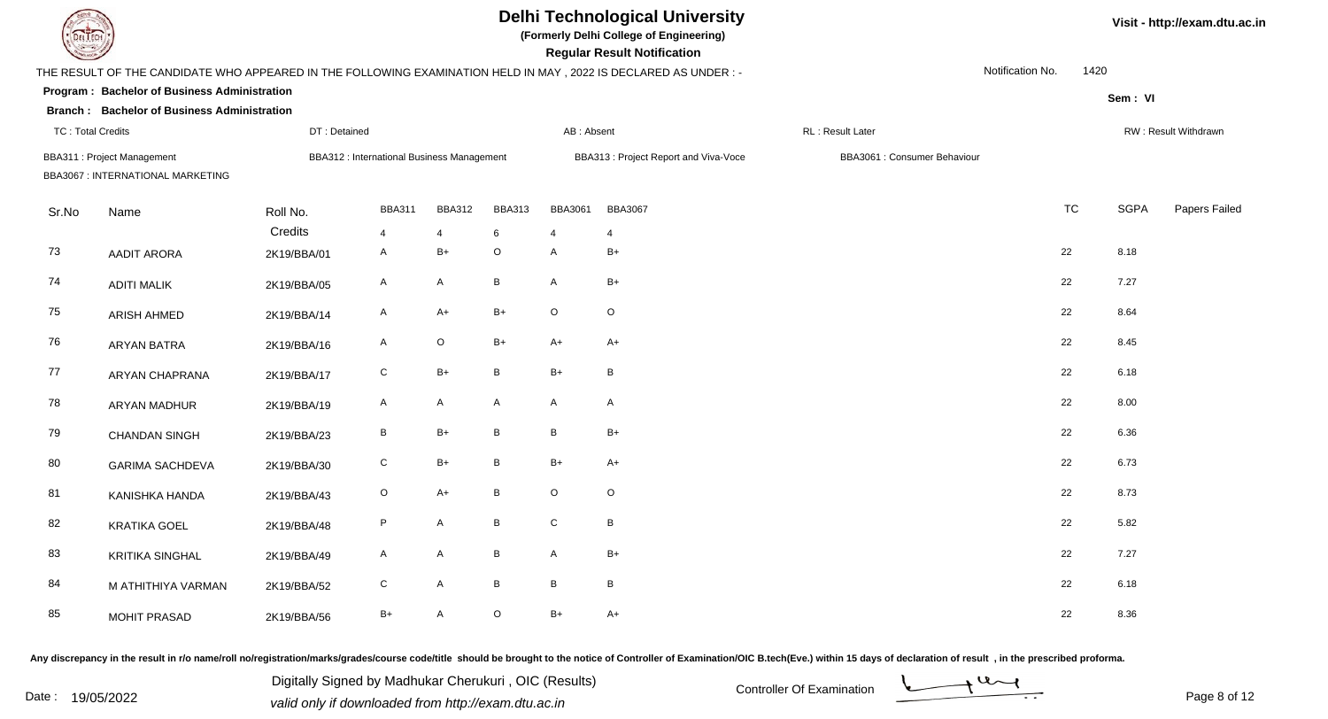# Delhi Technological University

**(Formerly Delhi College of Engineering)**

**Regular Result Notification**

Visit - http://exam.dtu.ac.in

THE RESULT OF THE CANDIDATE WHO APPEARED IN THE FOLLOWING EXAMINATION HELD IN MAY , 2022 IS DECLARED AS UNDER : -

Notification No. 1420

**Program : Bachelor of Business Administration**

**Branch : Bachelor of Business Administration**

Sem : VI

TC : Total Credits | DT : Detained | AB : Absent | RL : Result Later | RW : Result Withdrawn

BBA311 : Project Management | BBA312 : International Business Management | BBA313 : Project Report and Viva-Voce | BBA3061 : Consumer Behaviour | BBA3067 : INTERNATIONAL MARKETING

| Sr.No | Name | Roll No. | BBA311 | BBA312 | BBA313 | BBA3061 | BBA3067 | TC | SGPA | Papers Failed |
|---|---|---|---|---|---|---|---|---|---|---|
| | | Credits | 4 | 4 | 6 | 4 | 4 | | | |
| 73 | AADIT ARORA | 2K19/BBA/01 | A | B+ | O | A | B+ | 22 | 8.18 | |
| 74 | ADITI MALIK | 2K19/BBA/05 | A | A | B | A | B+ | 22 | 7.27 | |
| 75 | ARISH AHMED | 2K19/BBA/14 | A | A+ | B+ | O | O | 22 | 8.64 | |
| 76 | ARYAN BATRA | 2K19/BBA/16 | A | O | B+ | A+ | A+ | 22 | 8.45 | |
| 77 | ARYAN CHAPRANA | 2K19/BBA/17 | C | B+ | B | B+ | B | 22 | 6.18 | |
| 78 | ARYAN MADHUR | 2K19/BBA/19 | A | A | A | A | A | 22 | 8.00 | |
| 79 | CHANDAN SINGH | 2K19/BBA/23 | B | B+ | B | B | B+ | 22 | 6.36 | |
| 80 | GARIMA SACHDEVA | 2K19/BBA/30 | C | B+ | B | B+ | A+ | 22 | 6.73 | |
| 81 | KANISHKA HANDA | 2K19/BBA/43 | O | A+ | B | O | O | 22 | 8.73 | |
| 82 | KRATIKA GOEL | 2K19/BBA/48 | P | A | B | C | B | 22 | 5.82 | |
| 83 | KRITIKA SINGHAL | 2K19/BBA/49 | A | A | B | A | B+ | 22 | 7.27 | |
| 84 | M ATHITHIYA VARMAN | 2K19/BBA/52 | C | A | B | B | B | 22 | 6.18 | |
| 85 | MOHIT PRASAD | 2K19/BBA/56 | B+ | A | O | B+ | A+ | 22 | 8.36 | |

Any discrepancy in the result in r/o name/roll no/registration/marks/grades/course code/title should be brought to the notice of Controller of Examination/OIC B.tech(Eve.) within 15 days of declaration of result , in the prescribed proforma.

Date : 19/05/2022

Digitally Signed by Madhukar Cherukuri , OIC (Results)
valid only if downloaded from http://exam.dtu.ac.in

Controller Of Examination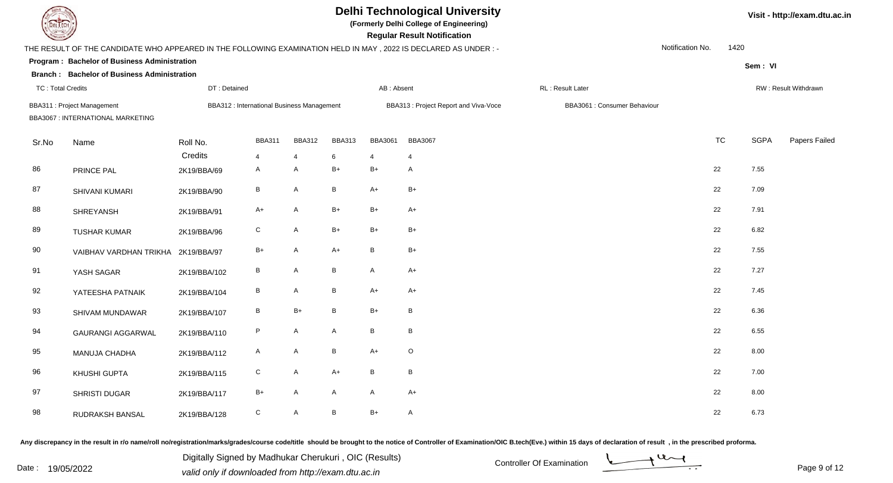# Delhi Technological University

**(Formerly Delhi College of Engineering)**

**Regular Result Notification**

THE RESULT OF THE CANDIDATE WHO APPEARED IN THE FOLLOWING EXAMINATION HELD IN MAY , 2022 IS DECLARED AS UNDER : -

Notification No. 1420

**Program : Bachelor of Business Administration**

**Branch : Bachelor of Business Administration**

Sem : VI

TC : Total Credits | DT : Detained | AB : Absent | RL : Result Later | RW : Result Withdrawn

BBA311 : Project Management | BBA312 : International Business Management | BBA313 : Project Report and Viva-Voce | BBA3061 : Consumer Behaviour | BBA3067 : INTERNATIONAL MARKETING

| Sr.No | Name | Roll No. | BBA311 | BBA312 | BBA313 | BBA3061 | BBA3067 | TC | SGPA | Papers Failed |
|---|---|---|---|---|---|---|---|---|---|---|
| | | Credits | 4 | 4 | 6 | 4 | 4 | | | |
| 86 | PRINCE PAL | 2K19/BBA/69 | A | A | B+ | B+ | A | 22 | 7.55 | |
| 87 | SHIVANI KUMARI | 2K19/BBA/90 | B | A | B | A+ | B+ | 22 | 7.09 | |
| 88 | SHREYANSH | 2K19/BBA/91 | A+ | A | B+ | B+ | A+ | 22 | 7.91 | |
| 89 | TUSHAR KUMAR | 2K19/BBA/96 | C | A | B+ | B+ | B+ | 22 | 6.82 | |
| 90 | VAIBHAV VARDHAN TRIKHA | 2K19/BBA/97 | B+ | A | A+ | B | B+ | 22 | 7.55 | |
| 91 | YASH SAGAR | 2K19/BBA/102 | B | A | B | A | A+ | 22 | 7.27 | |
| 92 | YATEESHA PATNAIK | 2K19/BBA/104 | B | A | B | A+ | A+ | 22 | 7.45 | |
| 93 | SHIVAM MUNDAWAR | 2K19/BBA/107 | B | B+ | B | B+ | B | 22 | 6.36 | |
| 94 | GAURANGI AGGARWAL | 2K19/BBA/110 | P | A | A | B | B | 22 | 6.55 | |
| 95 | MANUJA CHADHA | 2K19/BBA/112 | A | A | B | A+ | O | 22 | 8.00 | |
| 96 | KHUSHI GUPTA | 2K19/BBA/115 | C | A | A+ | B | B | 22 | 7.00 | |
| 97 | SHRISTI DUGAR | 2K19/BBA/117 | B+ | A | A | A | A+ | 22 | 8.00 | |
| 98 | RUDRAKSH BANSAL | 2K19/BBA/128 | C | A | B | B+ | A | 22 | 6.73 | |

Any discrepancy in the result in r/o name/roll no/registration/marks/grades/course code/title should be brought to the notice of Controller of Examination/OIC B.tech(Eve.) within 15 days of declaration of result , in the prescribed proforma.

Date : 19/05/2022

Digitally Signed by Madhukar Cherukuri , OIC (Results)

valid only if downloaded from http://exam.dtu.ac.in

Controller Of Examination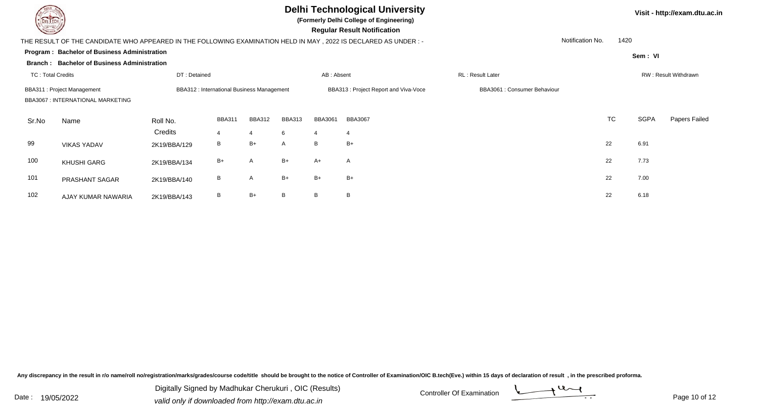# Delhi Technological University

**(Formerly Delhi College of Engineering)**

**Regular Result Notification**

Visit - http://exam.dtu.ac.in

THE RESULT OF THE CANDIDATE WHO APPEARED IN THE FOLLOWING EXAMINATION HELD IN MAY , 2022 IS DECLARED AS UNDER : -

Notification No. 1420

**Program : Bachelor of Business Administration**

**Branch : Bachelor of Business Administration**

**Sem : VI**

TC : Total Credits | DT : Detained | AB : Absent | RL : Result Later | RW : Result Withdrawn

BBA311 : Project Management | BBA312 : International Business Management | BBA313 : Project Report and Viva-Voce | BBA3061 : Consumer Behaviour

BBA3067 : INTERNATIONAL MARKETING

| Sr.No | Name | Roll No. | BBA311 | BBA312 | BBA313 | BBA3061 | BBA3067 | TC | SGPA | Papers Failed |
|---|---|---|---|---|---|---|---|---|---|---|
| | | Credits | 4 | 4 | 6 | 4 | 4 | | | |
| 99 | VIKAS YADAV | 2K19/BBA/129 | B | B+ | A | B | B+ | 22 | 6.91 | |
| 100 | KHUSHI GARG | 2K19/BBA/134 | B+ | A | B+ | A+ | A | 22 | 7.73 | |
| 101 | PRASHANT SAGAR | 2K19/BBA/140 | B | A | B+ | B+ | B+ | 22 | 7.00 | |
| 102 | AJAY KUMAR NAWARIA | 2K19/BBA/143 | B | B+ | B | B | B | 22 | 6.18 | |

Any discrepancy in the result in r/o name/roll no/registration/marks/grades/course code/title should be brought to the notice of Controller of Examination/OIC B.tech(Eve.) within 15 days of declaration of result , in the prescribed proforma.

Date : 19/05/2022

Digitally Signed by Madhukar Cherukuri , OIC (Results)

valid only if downloaded from http://exam.dtu.ac.in

Controller Of Examination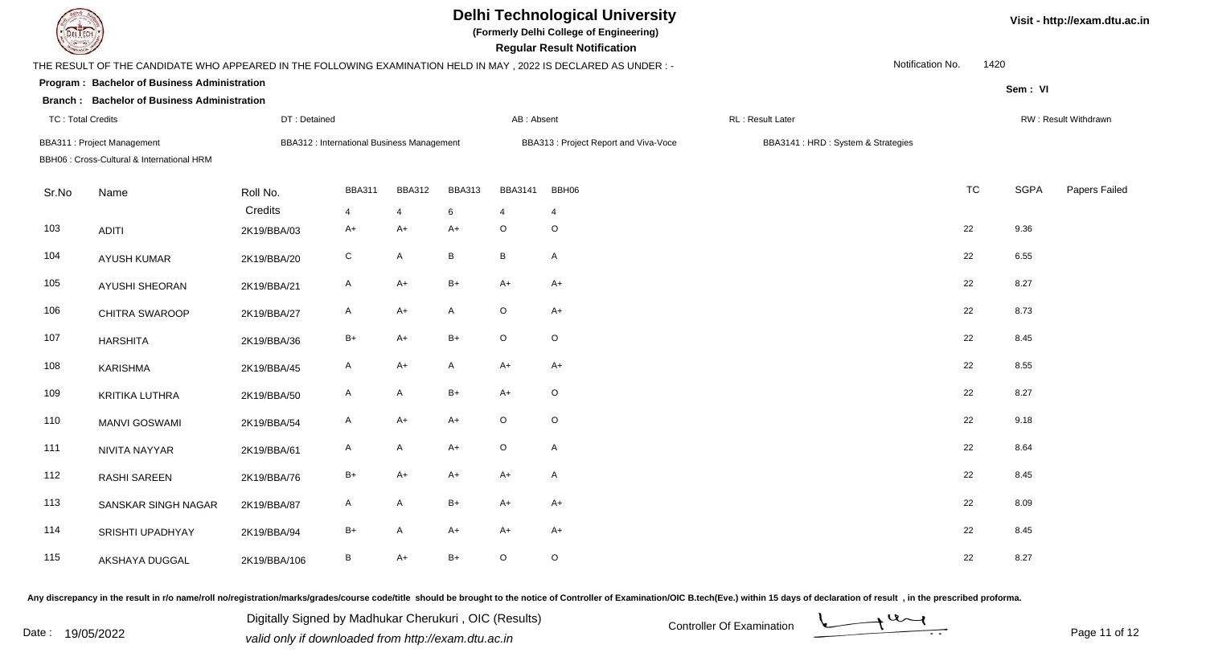# Delhi Technological University

**(Formerly Delhi College of Engineering)**

**Regular Result Notification**

Visit - http://exam.dtu.ac.in

THE RESULT OF THE CANDIDATE WHO APPEARED IN THE FOLLOWING EXAMINATION HELD IN MAY , 2022 IS DECLARED AS UNDER : -

Notification No. 1420

**Program : Bachelor of Business Administration**

**Branch : Bachelor of Business Administration**

Sem : VI

TC : Total Credits | DT : Detained | AB : Absent | RL : Result Later | RW : Result Withdrawn

BBA311 : Project Management | BBA312 : International Business Management | BBA313 : Project Report and Viva-Voce | BBA3141 : HRD : System & Strategies

BBH06 : Cross-Cultural & International HRM

| Sr.No | Name | Roll No. | BBA311 | BBA312 | BBA313 | BBA3141 | BBH06 | TC | SGPA | Papers Failed |
|---|---|---|---|---|---|---|---|---|---|---|
| | | Credits | 4 | 4 | 6 | 4 | 4 | | | |
| 103 | ADITI | 2K19/BBA/03 | A+ | A+ | A+ | O | O | 22 | 9.36 | |
| 104 | AYUSH KUMAR | 2K19/BBA/20 | C | A | B | B | A | 22 | 6.55 | |
| 105 | AYUSHI SHEORAN | 2K19/BBA/21 | A | A+ | B+ | A+ | A+ | 22 | 8.27 | |
| 106 | CHITRA SWAROOP | 2K19/BBA/27 | A | A+ | A | O | A+ | 22 | 8.73 | |
| 107 | HARSHITA | 2K19/BBA/36 | B+ | A+ | B+ | O | O | 22 | 8.45 | |
| 108 | KARISHMA | 2K19/BBA/45 | A | A+ | A | A+ | A+ | 22 | 8.55 | |
| 109 | KRITIKA LUTHRA | 2K19/BBA/50 | A | A | B+ | A+ | O | 22 | 8.27 | |
| 110 | MANVI GOSWAMI | 2K19/BBA/54 | A | A+ | A+ | O | O | 22 | 9.18 | |
| 111 | NIVITA NAYYAR | 2K19/BBA/61 | A | A | A+ | O | A | 22 | 8.64 | |
| 112 | RASHI SAREEN | 2K19/BBA/76 | B+ | A+ | A+ | A+ | A | 22 | 8.45 | |
| 113 | SANSKAR SINGH NAGAR | 2K19/BBA/87 | A | A | B+ | A+ | A+ | 22 | 8.09 | |
| 114 | SRISHTI UPADHYAY | 2K19/BBA/94 | B+ | A | A+ | A+ | A+ | 22 | 8.45 | |
| 115 | AKSHAYA DUGGAL | 2K19/BBA/106 | B | A+ | B+ | O | O | 22 | 8.27 | |

Any discrepancy in the result in r/o name/roll no/registration/marks/grades/course code/title should be brought to the notice of Controller of Examination/OIC B.tech(Eve.) within 15 days of declaration of result , in the prescribed proforma.

Date : 19/05/2022

Digitally Signed by Madhukar Cherukuri , OIC (Results)
valid only if downloaded from http://exam.dtu.ac.in

Controller Of Examination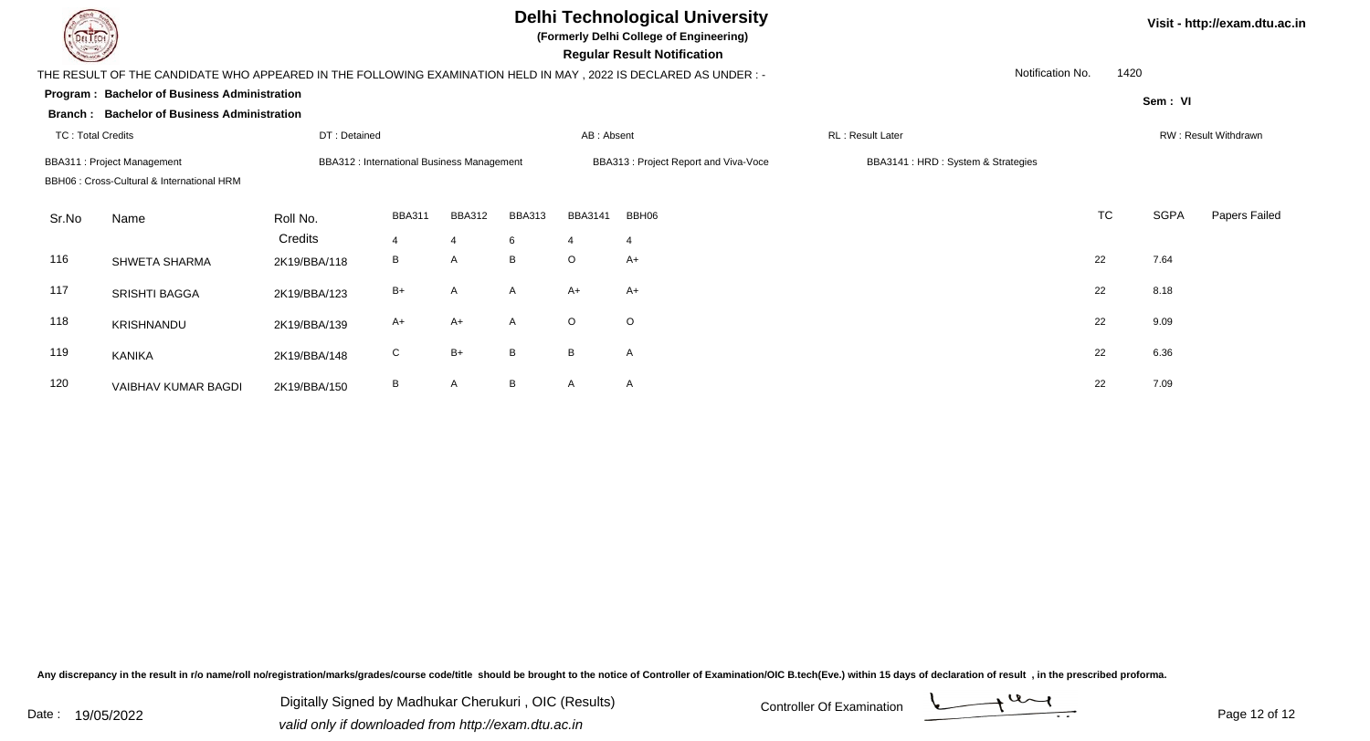# Delhi Technological University

**(Formerly Delhi College of Engineering)**

**Regular Result Notification**

Visit - http://exam.dtu.ac.in

THE RESULT OF THE CANDIDATE WHO APPEARED IN THE FOLLOWING EXAMINATION HELD IN MAY , 2022 IS DECLARED AS UNDER : -

Notification No. 1420

**Program : Bachelor of Business Administration**

**Branch : Bachelor of Business Administration**

**Sem : VI**

TC : Total Credits | DT : Detained | AB : Absent | RL : Result Later | RW : Result Withdrawn

BBA311 : Project Management | BBA312 : International Business Management | BBA313 : Project Report and Viva-Voce | BBA3141 : HRD : System & Strategies

BBH06 : Cross-Cultural & International HRM

| Sr.No | Name | Roll No. | BBA311 | BBA312 | BBA313 | BBA3141 | BBH06 | TC | SGPA | Papers Failed |
|---|---|---|---|---|---|---|---|---|---|---|
| | | Credits | 4 | 4 | 6 | 4 | 4 | | | |
| 116 | SHWETA SHARMA | 2K19/BBA/118 | B | A | B | O | A+ | 22 | 7.64 | |
| 117 | SRISHTI BAGGA | 2K19/BBA/123 | B+ | A | A | A+ | A+ | 22 | 8.18 | |
| 118 | KRISHNANDU | 2K19/BBA/139 | A+ | A+ | A | O | O | 22 | 9.09 | |
| 119 | KANIKA | 2K19/BBA/148 | C | B+ | B | B | A | 22 | 6.36 | |
| 120 | VAIBHAV KUMAR BAGDI | 2K19/BBA/150 | B | A | B | A | A | 22 | 7.09 | |

Any discrepancy in the result in r/o name/roll no/registration/marks/grades/course code/title should be brought to the notice of Controller of Examination/OIC B.tech(Eve.) within 15 days of declaration of result , in the prescribed proforma.

Date : 19/05/2022

Digitally Signed by Madhukar Cherukuri , OIC (Results)

*valid only if downloaded from http://exam.dtu.ac.in*

Controller Of Examination